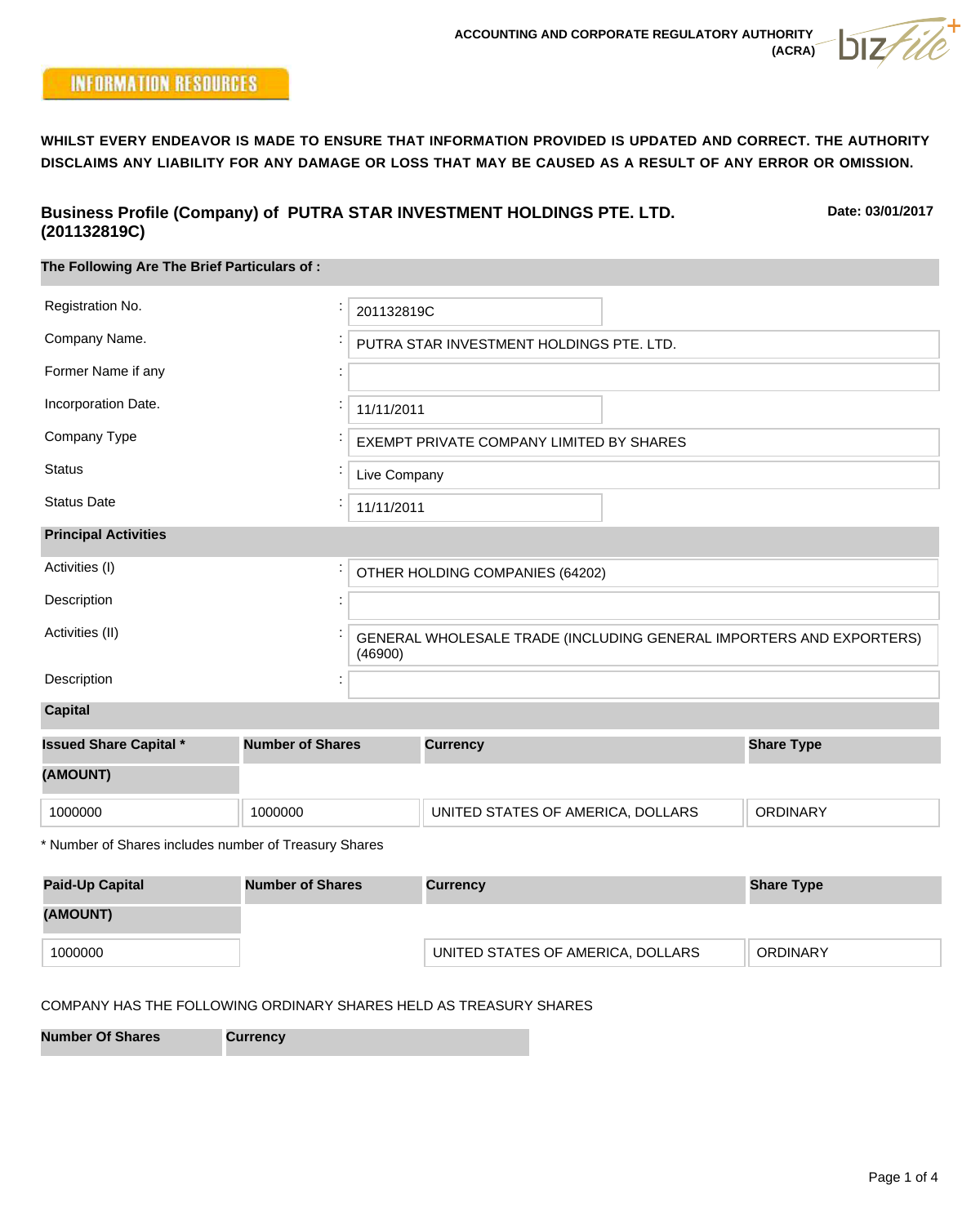ACCOUNTING AND CORPORATE REGULATORY AUTHORITY (ACRA)

INFORMATION RESOURCES

**WHILST EVERY ENDEAVOR IS MADE TO ENSURE THAT INFORMATION PROVIDED IS UPDATED AND CORRECT. THE AUTHORITY DISCLAIMS ANY LIABILITY FOR ANY DAMAGE OR LOSS THAT MAY BE CAUSED AS A RESULT OF ANY ERROR OR OMISSION.**

## Business Profile (Company) of PUTRA STAR INVESTMENT HOLDINGS PTE. LTD. (201132819C)

**Date: 03/01/2017**

### The Following Are The Brief Particulars of :

| | | |
|---|---|---|
| Registration No. | : | 201132819C |
| Company Name. | : | PUTRA STAR INVESTMENT HOLDINGS PTE. LTD. |
| Former Name if any | : | |
| Incorporation Date. | : | 11/11/2011 |
| Company Type | : | EXEMPT PRIVATE COMPANY LIMITED BY SHARES |
| Status | : | Live Company |
| Status Date | : | 11/11/2011 |

### Principal Activities

| | | |
|---|---|---|
| Activities (I) | : | OTHER HOLDING COMPANIES (64202) |
| Description | : | |
| Activities (II) | : | GENERAL WHOLESALE TRADE (INCLUDING GENERAL IMPORTERS AND EXPORTERS) (46900) |
| Description | : | |

### Capital

| Issued Share Capital * (AMOUNT) | Number of Shares | Currency | Share Type |
|---|---|---|---|
| 1000000 | 1000000 | UNITED STATES OF AMERICA, DOLLARS | ORDINARY |

\* Number of Shares includes number of Treasury Shares

| Paid-Up Capital (AMOUNT) | Number of Shares | Currency | Share Type |
|---|---|---|---|
| 1000000 | | UNITED STATES OF AMERICA, DOLLARS | ORDINARY |

COMPANY HAS THE FOLLOWING ORDINARY SHARES HELD AS TREASURY SHARES

| Number Of Shares | Currency |
|---|---|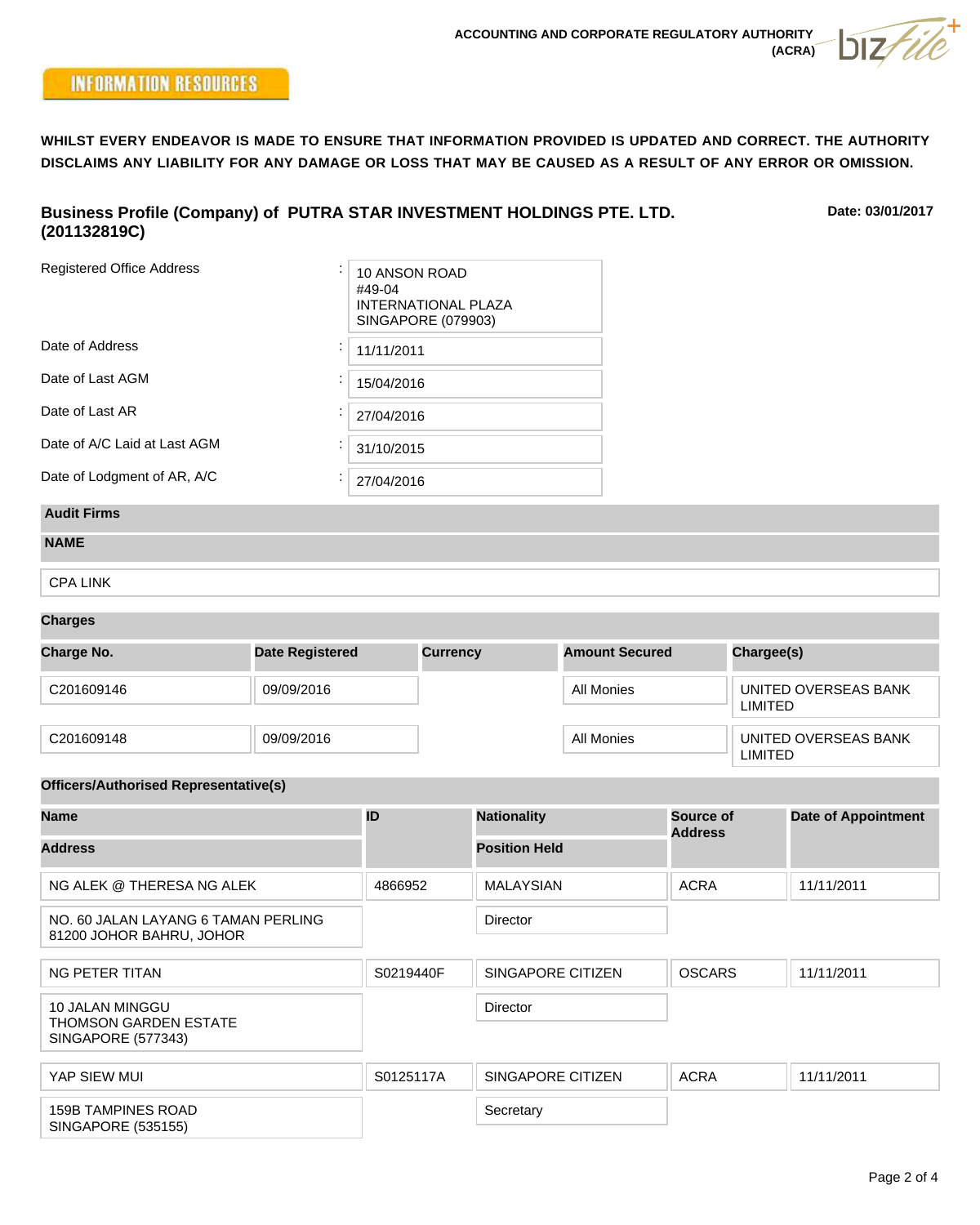ACCOUNTING AND CORPORATE REGULATORY AUTHORITY (ACRA)

INFORMATION RESOURCES

**WHILST EVERY ENDEAVOR IS MADE TO ENSURE THAT INFORMATION PROVIDED IS UPDATED AND CORRECT. THE AUTHORITY DISCLAIMS ANY LIABILITY FOR ANY DAMAGE OR LOSS THAT MAY BE CAUSED AS A RESULT OF ANY ERROR OR OMISSION.**

## Business Profile (Company) of PUTRA STAR INVESTMENT HOLDINGS PTE. LTD. (201132819C)

**Date: 03/01/2017**

| | | |
|---|---|---|
| Registered Office Address | : | 10 ANSON ROAD<br>#49-04<br>INTERNATIONAL PLAZA<br>SINGAPORE (079903) |
| Date of Address | : | 11/11/2011 |
| Date of Last AGM | : | 15/04/2016 |
| Date of Last AR | : | 27/04/2016 |
| Date of A/C Laid at Last AGM | : | 31/10/2015 |
| Date of Lodgment of AR, A/C | : | 27/04/2016 |

### Audit Firms

| NAME |
|---|
| CPA LINK |

### Charges

| Charge No. | Date Registered | Currency | Amount Secured | Chargee(s) |
|---|---|---|---|---|
| C201609146 | 09/09/2016 | | All Monies | UNITED OVERSEAS BANK LIMITED |
| C201609148 | 09/09/2016 | | All Monies | UNITED OVERSEAS BANK LIMITED |

### Officers/Authorised Representative(s)

| Name / Address | ID | Nationality / Position Held | Source of Address | Date of Appointment |
|---|---|---|---|---|
| NG ALEK @ THERESA NG ALEK | 4866952 | MALAYSIAN | ACRA | 11/11/2011 |
| NO. 60 JALAN LAYANG 6 TAMAN PERLING 81200 JOHOR BAHRU, JOHOR | | Director | | |
| NG PETER TITAN | S0219440F | SINGAPORE CITIZEN | OSCARS | 11/11/2011 |
| 10 JALAN MINGGU THOMSON GARDEN ESTATE SINGAPORE (577343) | | Director | | |
| YAP SIEW MUI | S0125117A | SINGAPORE CITIZEN | ACRA | 11/11/2011 |
| 159B TAMPINES ROAD SINGAPORE (535155) | | Secretary | | |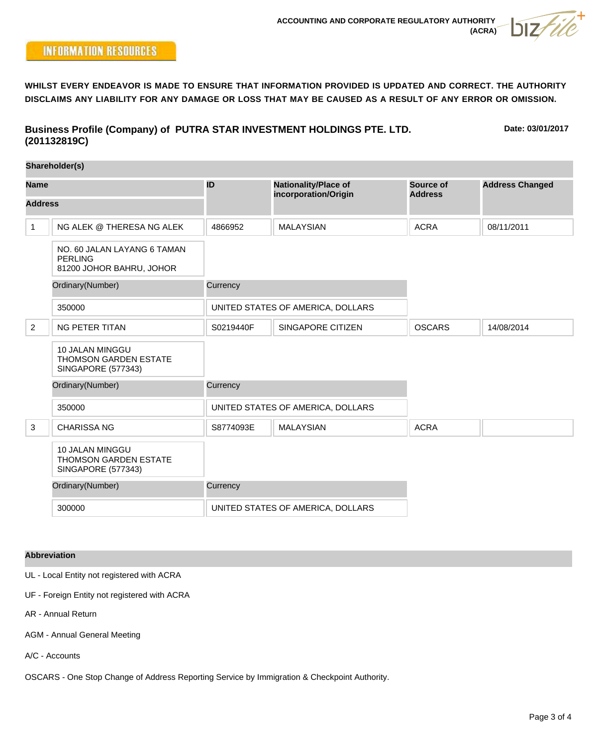ACCOUNTING AND CORPORATE REGULATORY AUTHORITY (ACRA)

INFORMATION RESOURCES

**WHILST EVERY ENDEAVOR IS MADE TO ENSURE THAT INFORMATION PROVIDED IS UPDATED AND CORRECT. THE AUTHORITY DISCLAIMS ANY LIABILITY FOR ANY DAMAGE OR LOSS THAT MAY BE CAUSED AS A RESULT OF ANY ERROR OR OMISSION.**

## Business Profile (Company) of PUTRA STAR INVESTMENT HOLDINGS PTE. LTD. (201132819C)

**Date: 03/01/2017**

### Shareholder(s)

| | Name / Address | ID | Nationality/Place of incorporation/Origin | Source of Address | Address Changed |
|---|---|---|---|---|---|
| 1 | NG ALEK @ THERESA NG ALEK | 4866952 | MALAYSIAN | ACRA | 08/11/2011 |
| | NO. 60 JALAN LAYANG 6 TAMAN PERLING 81200 JOHOR BAHRU, JOHOR | | | | |
| | **Ordinary(Number)** | **Currency** | | | |
| | 350000 | UNITED STATES OF AMERICA, DOLLARS | | | |
| 2 | NG PETER TITAN | S0219440F | SINGAPORE CITIZEN | OSCARS | 14/08/2014 |
| | 10 JALAN MINGGU THOMSON GARDEN ESTATE SINGAPORE (577343) | | | | |
| | **Ordinary(Number)** | **Currency** | | | |
| | 350000 | UNITED STATES OF AMERICA, DOLLARS | | | |
| 3 | CHARISSA NG | S8774093E | MALAYSIAN | ACRA | |
| | 10 JALAN MINGGU THOMSON GARDEN ESTATE SINGAPORE (577343) | | | | |
| | **Ordinary(Number)** | **Currency** | | | |
| | 300000 | UNITED STATES OF AMERICA, DOLLARS | | | |

### Abbreviation

UL - Local Entity not registered with ACRA

UF - Foreign Entity not registered with ACRA

AR - Annual Return

AGM - Annual General Meeting

A/C - Accounts

OSCARS - One Stop Change of Address Reporting Service by Immigration & Checkpoint Authority.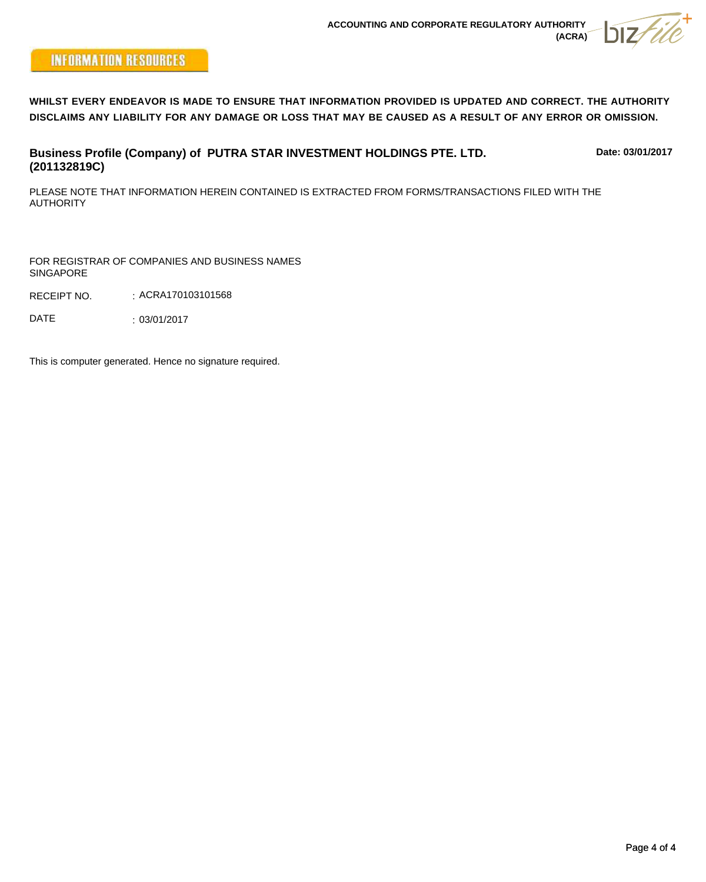ACCOUNTING AND CORPORATE REGULATORY AUTHORITY (ACRA)

INFORMATION RESOURCES

**WHILST EVERY ENDEAVOR IS MADE TO ENSURE THAT INFORMATION PROVIDED IS UPDATED AND CORRECT. THE AUTHORITY DISCLAIMS ANY LIABILITY FOR ANY DAMAGE OR LOSS THAT MAY BE CAUSED AS A RESULT OF ANY ERROR OR OMISSION.**

**Business Profile (Company) of PUTRA STAR INVESTMENT HOLDINGS PTE. LTD. (201132819C)**

**Date: 03/01/2017**

PLEASE NOTE THAT INFORMATION HEREIN CONTAINED IS EXTRACTED FROM FORMS/TRANSACTIONS FILED WITH THE AUTHORITY

FOR REGISTRAR OF COMPANIES AND BUSINESS NAMES
SINGAPORE

RECEIPT NO. : ACRA170103101568

DATE : 03/01/2017

This is computer generated. Hence no signature required.